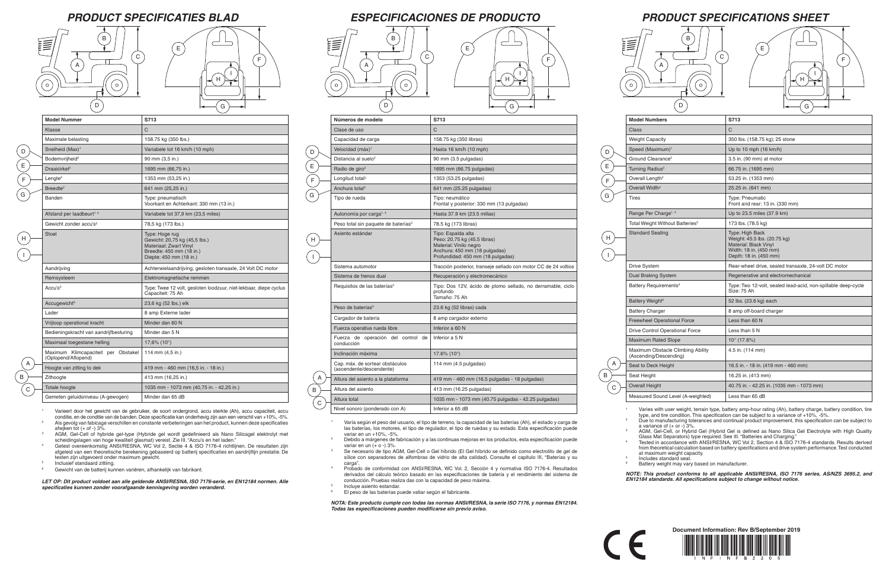# PRODUCT SPECIFICATIES BLAD

| Model Nummer | S713 |
|---|---|
| Klasse | C |
| Maximale belasting | 158.75 kg (350 lbs.) |
| Snelheid (Max)[1] | Variabele tot 16 km/h (10 mph) |
| Bodemvrijheid[2] | 90 mm (3,5 in.) |
| Draaicirkel[2] | 1695 mm (66,75 in.) |
| Lengte[2] | 1353 mm (53,25 in.) |
| Breedte[2] | 641 mm (25,25 in.) |
| Banden | Type: pneumatisch<br>Voorkant en Achterkant: 330 mm (13 in.) |
| Afstand per laadbeurt[1, 4] | Variabele tot 37,9 km (23,5 miles) |
| Gewicht zonder accu's[5] | 78,5 kg (173 lbs.) |
| Stoel | Type: Hoge rug<br>Gewicht: 20,75 kg (45,5 lbs.)<br>Materiaal: Zwart Vinyl<br>Breedte: 450 mm (18 in.)<br>Diepte: 450 mm (18 in.) |
| Aandrijving | Achterwielaandrijving, gesloten transaxle, 24 Volt DC motor |
| Remsysteem | Elektromagnetische remmen |
| Accu's[3] | Type: Twee 12 volt, gesloten loodzuur, niet-lekbaar, diepe cyclus<br>Capaciteit: 75 Ah |
| Accugewicht[6] | 23,6 kg (52 lbs.) elk |
| Lader | 8 amp Externe lader |
| Vrijloop operational kracht | Minder dan 60 N |
| Bedieningskracht van aandrijfbesturing | Minder dan 5 N |
| Maximaal toegestane helling | 17,6% (10°) |
| Maximum Klimcapaciteit per Obstakel (Oplopend/Aflopend) | 114 mm (4,5 in.) |
| Hoogte van zitting to dek | 419 mm - 460 mm (16,5 in. - 18 in.) |
| Zithoogte | 413 mm (16,25 in.) |
| Totale hoogte | 1035 mm - 1073 mm (40,75 in. - 42,25 in.) |
| Gemeten geluidsniveau (A-gewogen) | Minder dan 65 dB |

[1] Varieert door het gewicht van de gebruiker, de soort ondergrond, accu sterkte (Ah), accu capaciteit, accu conditie, en de conditie van de banden. Deze specificatie kan onderhevig zijn aan een verschil van +10%, -5%.
[2] Als gevolg van fabicage verschillen en constante verbeteringen aan het product, kunnen deze specificaties afwijken tot (+ of -) 3%.
[3] AGM, Gel-Cell of hybride gel-type (Hybride gel wordt gedefinieerd als Nano Silicagel elektrolyt met scheidingslagen van hoge kwaliteit glasmat) vereist. Zie III. "Accu's en het laden."
[4] Getest overeenkomstig ANSI/RESNA, WC Vol 2, Sectie 4 & ISO 7176-4 richtlijnen. De resultaten zijn afgeleid van een theoretische berekening gebaseerd op batterij specificaties en aandrijflijn prestatie. De testen zijn uitgevoerd onder maximum gewicht.
[5] Inclusief standaard zitting.
[6] Gewicht van de batterij kunnen variëren, afhankelijk van fabrikant.

***LET OP: Dit product voldoet aan alle geldende ANSI/RESNA, ISO 7176-serie, en EN12184 normen. Alle specificaties kunnen zonder voorafgaande kennisgeving worden veranderd.***

# ESPECIFICACIONES DE PRODUCTO

| Números de modelo | S713 |
|---|---|
| Clase de uso | C |
| Capacidad de carga | 158.75 kg (350 libras) |
| Velocidad (máx)[1] | Hasta 16 km/h (10 mph) |
| Distancia al suelo[2] | 90 mm (3.5 pulgadas) |
| Radio de giro[2] | 1695 mm (66.75 pulgadas) |
| Longitud total[2] | 1353 (53.25 pulgadas) |
| Anchura total[2] | 641 mm (25.25 pulgadas) |
| Tipo de rueda | Tipo: neumático<br>Frontal y posterior: 330 mm (13 pulgadas) |
| Autonomía por carga[1, 4] | Hasta 37.9 km (23.5 millas) |
| Peso total sin paquete de baterías[5] | 78.5 kg (173 libras) |
| Asiento estándar | Tipo: Espalda alta<br>Peso: 20.75 kg (45.5 libras)<br>Material: Vinilo negro<br>Anchura: 450 mm (18 pulgadas)<br>Profundidad: 450 mm (18 pulgadas) |
| Sistema automotor | Tracción posterior, transeje sellado con motor CC de 24 voltios |
| Sistema de frenos dual | Recuperación y electromecánico |
| Requisitos de las baterías[3] | Tipo: Dos 12V, ácido de plomo sellado, no derramable, ciclo profundo<br>Tamaño: 75 Ah |
| Peso de baterías[6] | 23.6 kg (52 libras) cada |
| Cargador de batería | 8 amp cargador externo |
| Fuerza operativa rueda libre | Inferior a 60 N |
| Fuerza de operación del control de conducción | Inferior a 5 N |
| Inclinación máxima | 17.6% (10°) |
| Cap. máx. de sortear obstáculos (ascendente/descendente) | 114 mm (4.5 pulgadas) |
| Altura del asiento a la plataforma | 419 mm - 460 mm (16.5 pulgadas - 18 pulgadas) |
| Altura del asiento | 413 mm (16.25 pulgadas) |
| Altura total | 1035 mm - 1073 mm (40.75 pulgadas - 42.25 pulgadas) |
| Nivel sonoro (ponderado con A) | Inferior a 65 dB |

[1] Varía según el peso del usuario, el tipo de terreno, la capacidad de las baterías (Ah), el estado y carga de las baterías, los motores, el tipo de regulador, el tipo de ruedas y su estado. Esta especificación puede variar en un +10%, -5%.
[2] Debido a márgenes de fabricación y a las continuas mejoras en los productos, esta especificación puede variar en un (+ o -) 3%.
[3] Se necesario de tipo AGM, Gel-Cell o Gel híbrido (El Gel híbrido se definido como electrolito de gel de sílice con separadores de alfombras de vidrio de alta calidad). Consulte el capitulo III, "Baterías y su carga".
[4] Probado de conformidad con ANSI/RESNA, WC Vol. 2, Sección 4 y normativa ISO 7176-4. Resultados derivados del cálculo teórico basado en las especificaciones de batería y el rendimiento del sistema de conducción. Pruebas realiza das con la capacidad de peso máxima.
[5] Incluye asiento estandar.
[6] El peso de las baterías puede vatiar según el fabricante.

***NOTA: Este producto cumple con todas las normas ANSI/RESNA, la serie ISO 7176, y normas EN12184. Todas las especificaciones pueden modificarse sin previo aviso.***

# PRODUCT SPECIFICATIONS SHEET

| Model Numbers | S713 |
|---|---|
| Class | C |
| Weight Capacity | 350 lbs. (158.75 kg); 25 stone |
| Speed (Maximum)[1] | Up to 10 mph (16 km/h) |
| Ground Clearance[2] | 3.5 in. (90 mm) at motor |
| Turning Radius[2] | 66.75 in. (1695 mm) |
| Overall Length[2] | 53.25 in. (1353 mm) |
| Overall Width[2] | 25.25 in. (641 mm) |
| Tires | Type: Pneumatic<br>Front and rear: 13 in. (330 mm) |
| Range Per Charge[1, 4] | Up to 23.5 miles (37.9 km) |
| Total Weight Without Batteries[5] | 173 lbs. (78.5 kg) |
| Standard Seating | Type: High Back<br>Weight: 45.5 lbs. (20.75 kg)<br>Material: Black Vinyl<br>Width: 18 in. (450 mm)<br>Depth: 18 in. (450 mm) |
| Drive System | Rear-wheel drive, sealed transaxle, 24-volt DC motor |
| Dual Braking System | Regenerative and electromechanical |
| Battery Requirements[3] | Type: Two 12-volt, sealed lead-acid, non-spillable deep-cycle<br>Size: 75 Ah |
| Battery Weight[6] | 52 lbs. (23.6 kg) each |
| Battery Charger | 8 amp off-board charger |
| Freewheel Operational Force | Less than 60 N |
| Drive Control Operational Force | Less than 5 N |
| Maximum Rated Slope | 10° (17.6%) |
| Maximum Obstacle Climbing Ability (Ascending/Descending) | 4.5 in. (114 mm) |
| Seat to Deck Height | 16.5 in. - 18 in. (419 mm - 460 mm) |
| Seat Height | 16.25 in. (413 mm) |
| Overall Height | 40.75 in. - 42.25 in. (1035 mm - 1073 mm) |
| Measured Sound Level (A-weighted) | Less than 65 dB |

[1] Varies with user weight, terrain type, battery amp-hour rating (Ah), battery charge, battery condition, tire type, and tire condition. This specification can be subject to a variance of +10%, -5%.
[2] Due to manufacturing tolerances and continual product improvement, this specification can be subject to a variance of (+ or -) 3%.
[3] AGM, Gel-Cell, or Hybrid Gel (Hybrid Gel is defined as Nano Silica Gel Electrolyte with High Quality Glass Mat Separators) type required. See III. "Batteries and Charging."
[4] Tested in accordance with ANSI/RESNA, WC Vol 2, Section 4 & ISO 7176-4 standards. Results derived from theoretical calculation based on battery specifications and drive system performance. Test conducted at maximum weight capacity.
[5] Includes standard seat.
[6] Battery weight may vary based on manufacturer.

***NOTE: This product conforms to all applicable ANSI/RESNA, ISO 7176 series, AS/NZS 3695.2, and EN12184 standards. All specifications subject to change without notice.***

CE

**Document Information: Rev B/September 2019**

INFINFB3305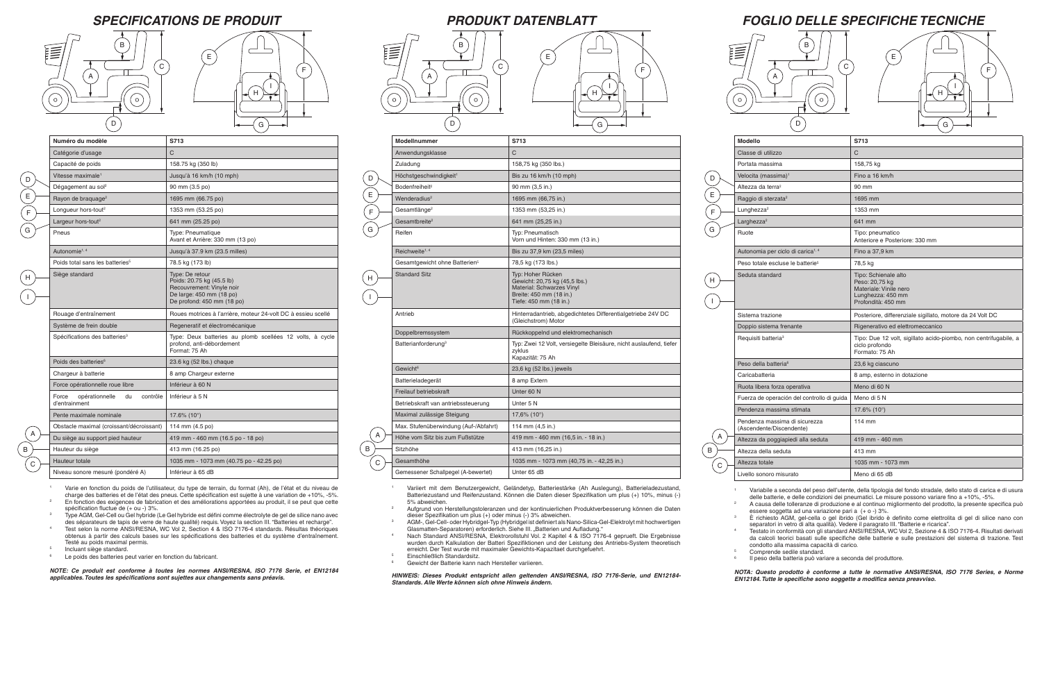# SPECIFICATIONS DE PRODUIT

| | Numéro du modèle | S713 |
|---|---|---|
| | Catégorie d'usage | C |
| | Capacité de poids | 158.75 kg (350 lb) |
| D | Vitesse maximale[1] | Jusqu'à 16 km/h (10 mph) |
| E | Dégagement au sol[2] | 90 mm (3.5 po) |
| F | Rayon de braquage[2] | 1695 mm (66.75 po) |
| G | Longueur hors-tout[2] | 1353 mm (53.25 po) |
| | Largeur hors-tout[2] | 641 mm (25.25 po) |
| | Pneus | Type: Pneumatique<br>Avant et Arrière: 330 mm (13 po) |
| | Autonomie[1, 4] | Jusqu'à 37.9 km (23.5 milles) |
| | Poids total sans les batteries[5] | 78.5 kg (173 lb) |
| H<br>I | Siège standard | Type: De retour<br>Poids: 20.75 kg (45.5 lb)<br>Recouvrement: Vinyle noir<br>De large: 450 mm (18 po)<br>De profond: 450 mm (18 po) |
| | Rouage d'entraînement | Roues motrices à l'arrière, moteur 24-volt DC à essieu scellé |
| | Système de frein double | Regeneratif et électromécanique |
| | Spécifications des batteries[3] | Type: Deux batteries au plomb scellées 12 volts, à cycle profond, anti-débordement<br>Format: 75 Ah |
| | Poids des batteries[6] | 23.6 kg (52 lbs.) chaque |
| | Chargeur à batterie | 8 amp Chargeur externe |
| | Force opérationnelle roue libre | Inférieur à 60 N |
| | Force opérationnelle du contrôle d'entrainement | Inférieur à 5 N |
| | Pente maximale nominale | 17.6% (10°) |
| | Obstacle maximal (croissant/décroissant) | 114 mm (4.5 po) |
| A | Du siège au support pied hauteur | 419 mm - 460 mm (16.5 po - 18 po) |
| B | Hauteur du siège | 413 mm (16.25 po) |
| C | Hauteur totale | 1035 mm - 1073 mm (40.75 po - 42.25 po) |
| | Niveau sonore mesuré (pondéré A) | Inférieur à 65 dB |

[1] Varie en fonction du poids de l'utilisateur, du type de terrain, du format (Ah), de l'état et du niveau de charge des batteries et de l'état des pneus. Cette spécification est sujette à une variation de +10%, -5%.
[2] En fonction des exigences de fabrication et des améliorations apportées au produit, il se peut que cette spécification fluctue de (+ ou -) 3%.
[3] Type AGM, Gel-Cell ou Gel hybride (Le Gel hybride est défini comme électrolyte de gel de silice nano avec des séparateurs de tapis de verre de haute qualité) requis. Voyez la section III. "Batteries et recharge".
[4] Test selon la norme ANSI/RESNA, WC Vol 2, Section 4 & ISO 7176-4 standards. Résultas théoriques obtenus à partir des calculs bases sur les spécifications des batteries et du système d'entraînement. Testé au poids maximal permis.
[5] Incluant siège standard.
[6] Le poids des batteries peut varier en fonction du fabricant.

***NOTE: Ce produit est conforme à toutes les normes ANSI/RESNA, ISO 7176 Serie, et EN12184 applicables. Toutes les spécifications sont sujettes aux changements sans préavis.***

# PRODUKT DATENBLATT

| | Modellnummer | S713 |
|---|---|---|
| | Anwendungsklasse | C |
| | Zuladung | 158,75 kg (350 lbs.) |
| D | Höchstgeschwindigkeit[1] | Bis zu 16 km/h (10 mph) |
| E | Bodenfreiheit[2] | 90 mm (3,5 in.) |
| F | Wenderadius[2] | 1695 mm (66,75 in.) |
| G | Gesamtlänge[2] | 1353 mm (53,25 in.) |
| | Gesamtbreite[2] | 641 mm (25,25 in.) |
| | Reifen | Typ: Pneumatisch<br>Vorn und Hinten: 330 mm (13 in.) |
| | Reichweite[1, 4] | Bis zu 37,9 km (23,5 miles) |
| | Gesamtgewicht ohne Batterien[5] | 78,5 kg (173 lbs.) |
| H<br>I | Standard Sitz | Typ: Hoher Rücken<br>Gewicht: 20,75 kg (45,5 lbs.)<br>Material: Schwarzes Vinyl<br>Breite: 450 mm (18 in.)<br>Tiefe: 450 mm (18 in.) |
| | Antrieb | Hinterradantrieb, abgedichtetes Differentialgetriebe 24V DC (Gleichstrom) Motor |
| | Doppelbremssystem | Rückkoppelnd und elektromechanisch |
| | Batterianforderung[3] | Typ: Zwei 12 Volt, versiegelte Bleisäure, nicht auslaufend, tiefer zyklus<br>Kapazität: 75 Ah |
| | Gewicht[6] | 23,6 kg (52 lbs.) jeweils |
| | Batterieladegerät | 8 amp Extern |
| | Freilauf betriebskraft | Unter 60 N |
| | Betriebskraft van antriebssteuerung | Unter 5 N |
| | Maximal zulässige Steigung | 17,6% (10°) |
| | Max. Stufenüberwindung (Auf-/Abfahrt) | 114 mm (4,5 in.) |
| A | Höhe vom Sitz bis zum Fußstütze | 419 mm - 460 mm (16,5 in. - 18 in.) |
| B | Sitzhöhe | 413 mm (16,25 in.) |
| C | Gesamthöhe | 1035 mm - 1073 mm (40,75 in. - 42,25 in.) |
| | Gemessener Schallpegel (A-bewertet) | Unter 65 dB |

[1] Variiert mit dem Benutzergewicht, Geländetyp, Batteriestärke (Ah Auslegung), Batterieladezustand, Batteriezustand und Reifenzustand. Können die Daten dieser Spezifikation um plus (+) 10%, minus (-) 5% abweichen.
[2] Aufgrund von Herstellungstoleranzen und der kontinuierlichen Produktverbesserung können die Daten dieser Spezifikation um plus (+) oder minus (-) 3% abweichen.
[3] AGM-, Gel-Cell- oder Hybridgel-Typ (Hybridgel ist definiert als Nano-Silica-Gel-Elektrolyt mit hochwertigen Glasmatten-Separatoren) erforderlich. Siehe III. „Batterien und Aufladung."
[4] Nach Standard ANSI/RESNA, Elektrorollstuhl Vol. 2 Kapitel 4 & ISO 7176-4 geprueft. Die Ergebnisse wurden durch Kalkulation der Batteri Spezifiktionen und der Leistung des Antriebs-System theoretisch erreicht. Der Test wurde mit maximaler Gewichts-Kapazitaet durchgefuehrt.
[5] Einschließlich Standardsitz.
[6] Gewicht der Batterie kann nach Hersteller variieren.

***HINWEIS: Dieses Produkt entspricht allen geltenden ANSI/RESNA, ISO 7176-Serie, und EN12184-Standards. Alle Werte können sich ohne Hinweis ändern.***

# FOGLIO DELLE SPECIFICHE TECNICHE

| | Modello | S713 |
|---|---|---|
| | Classe di utilizzo | C |
| | Portata massima | 158,75 kg |
| D | Velocita (massima)[1] | Fino a 16 km/h |
| E | Altezza da terra[2] | 90 mm |
| F | Raggio di sterzata[2] | 1695 mm |
| G | Lunghezza[2] | 1353 mm |
| | Larghezza[2] | 641 mm |
| | Ruote | Tipo: pneumatico<br>Anteriore e Posteriore: 330 mm |
| | Autonomia per ciclo di carica[1, 4] | Fino a 37,9 km |
| | Peso totale escluse le batterie[5] | 78,5 kg |
| H<br>I | Seduta standard | Tipo: Schienale alto<br>Peso: 20,75 kg<br>Materiale: Vinile nero<br>Lunghezza: 450 mm<br>Profondità: 450 mm |
| | Sistema trazione | Posteriore, differenziale sigillato, motore da 24 Volt DC |
| | Doppio sistema frenante | Rigenerativo ed elettromeccanico |
| | Requisiti batteria[3] | Tipo: Due 12 volt, sigillato acido-piombo, non centrifugabile, a ciclo profondo<br>Formato: 75 Ah |
| | Peso della batteria[6] | 23,6 kg ciascuno |
| | Caricabatteria | 8 amp, esterno in dotazione |
| | Ruota libera forza operativa | Meno di 60 N |
| | Fuerza de operación del controllo di guida | Meno di 5 N |
| | Pendenza massima stimata | 17.6% (10°) |
| | Pendenza massima di sicurezza (Ascendente/Discendente) | 114 mm |
| A | Altezza da poggiapiedi alla seduta | 419 mm - 460 mm |
| B | Altezza della seduta | 413 mm |
| C | Altezza totale | 1035 mm - 1073 mm |
| | Livello sonoro misurato | Meno di 65 dB |

[1] Variabile a seconda del peso dell'utente, della tipologia del fondo stradale, dello stato di carica e di usura delle batterie, e delle condizioni dei pneumatici. Le misure possono variare fino a +10%, -5%.
[2] A causa delle tolleranze di produzione e al continuo miglioramento del prodotto, la presente specifica può essere soggetta ad una variazione pari a (+ o -) 3%.
[3] È richiesto AGM, gel-cella o gel ibrido (Gel ibrido è definito come elettrolita di gel di silice nano con separatori in vetro di alta qualità). Vedere il paragrafo III. "Batterie e ricarica".
[4] Testato in conformità con gli standard ANSI/RESNA, WC Vol 2, Sezione 4 & ISO 7176-4. Risultati derivati da calcoli teorici basati sulle specifiche delle batterie e sulle prestazioni del sistema di trazione. Test condotto alla massima capacità di carico.
[5] Comprende sedile standard.
[6] Il peso della batteria può variare a seconda del produttore.

***NOTA: Questo prodotto è conforme a tutte le normative ANSI/RESNA, ISO 7176 Series, e Norme EN12184. Tutte le specifiche sono soggette a modifica senza preavviso.***